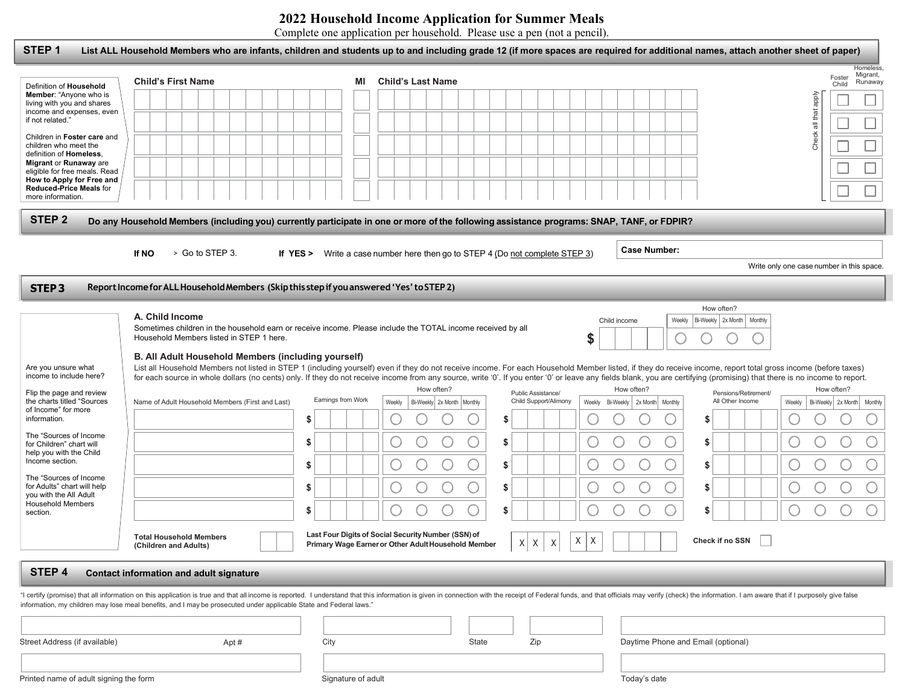# 2022 Household Income Application for Summer Meals

Complete one application per household. Please use a pen (not a pencil).

## STEP 1 List ALL Household Members who are infants, children and students up to and including grade 12 (if more spaces are required for additional names, attach another sheet of paper)

Definition of **Household Member**: "Anyone who is living with you and shares income and expenses, even if not related."

Children in **Foster care** and children who meet the definition of **Homeless**, **Migrant** or **Runaway** are eligible for free meals. Read **How to Apply for Free and Reduced-Price Meals** for more information.

| Child's First Name | MI | Child's Last Name | Foster Child | Homeless, Migrant, Runaway |
|---|---|---|---|---|
| | | | ☐ | ☐ |
| | | | ☐ | ☐ |
| | | | ☐ | ☐ |
| | | | ☐ | ☐ |
| | | | ☐ | ☐ |

Check all that apply

## STEP 2 Do any Household Members (including you) currently participate in one or more of the following assistance programs: SNAP, TANF, or FDPIR?

**If NO** > Go to STEP 3. **If YES >** Write a case number here then go to STEP 4 (Do not complete STEP 3)

**Case Number:**

Write only one case number in this space.

## STEP 3 Report Income for ALL Household Members (Skip this step if you answered 'Yes' to STEP 2)

Are you unsure what income to include here?

Flip the page and review the charts titled "Sources of Income" for more information.

The "Sources of Income for Children" chart will help you with the Child Income section.

The "Sources of Income for Adults" chart will help you with the All Adult Household Members section.

### A. Child Income

Sometimes children in the household earn or receive income. Please include the TOTAL income received by all Household Members listed in STEP 1 here.

Child income $ ______ How often? ○ Weekly ○ Bi-Weekly ○ 2x Month ○ Monthly

### B. All Adult Household Members (including yourself)

List all Household Members not listed in STEP 1 (including yourself) even if they do not receive income. For each Household Member listed, if they do receive income, report total gross income (before taxes) for each source in whole dollars (no cents) only. If they do not receive income from any source, write '0'. If you enter '0' or leave any fields blank, you are certifying (promising) that there is no income to report.

| Name of Adult Household Members (First and Last) | Earnings from Work | How often? Weekly / Bi-Weekly / 2x Month / Monthly | Public Assistance/ Child Support/Alimony | How often? Weekly / Bi-Weekly / 2x Month / Monthly | Pensions/Retirement/ All Other Income | How often? Weekly / Bi-Weekly / 2x Month / Monthly |
|---|---|---|---|---|---|---|
| | $ | ○ ○ ○ ○ | $ | ○ ○ ○ ○ | $ | ○ ○ ○ ○ |
| | $ | ○ ○ ○ ○ | $ | ○ ○ ○ ○ | $ | ○ ○ ○ ○ |
| | $ | ○ ○ ○ ○ | $ | ○ ○ ○ ○ | $ | ○ ○ ○ ○ |
| | $ | ○ ○ ○ ○ | $ | ○ ○ ○ ○ | $ | ○ ○ ○ ○ |
| | $ | ○ ○ ○ ○ | $ | ○ ○ ○ ○ | $ | ○ ○ ○ ○ |

**Total Household Members (Children and Adults)** ______

**Last Four Digits of Social Security Number (SSN) of Primary Wage Earner or Other Adult Household Member** X X X - X X - ______

**Check if no SSN** ☐

## STEP 4 Contact information and adult signature

"I certify (promise) that all information on this application is true and that all income is reported. I understand that this information is given in connection with the receipt of Federal funds, and that officials may verify (check) the information. I am aware that if I purposely give false information, my children may lose meal benefits, and I may be prosecuted under applicable State and Federal laws."

| Street Address (if available) | Apt # | City | State | Zip | Daytime Phone and Email (optional) |
|---|---|---|---|---|---|
| | | | | | |

| Printed name of adult signing the form | Signature of adult | Today's date |
|---|---|---|
| | | |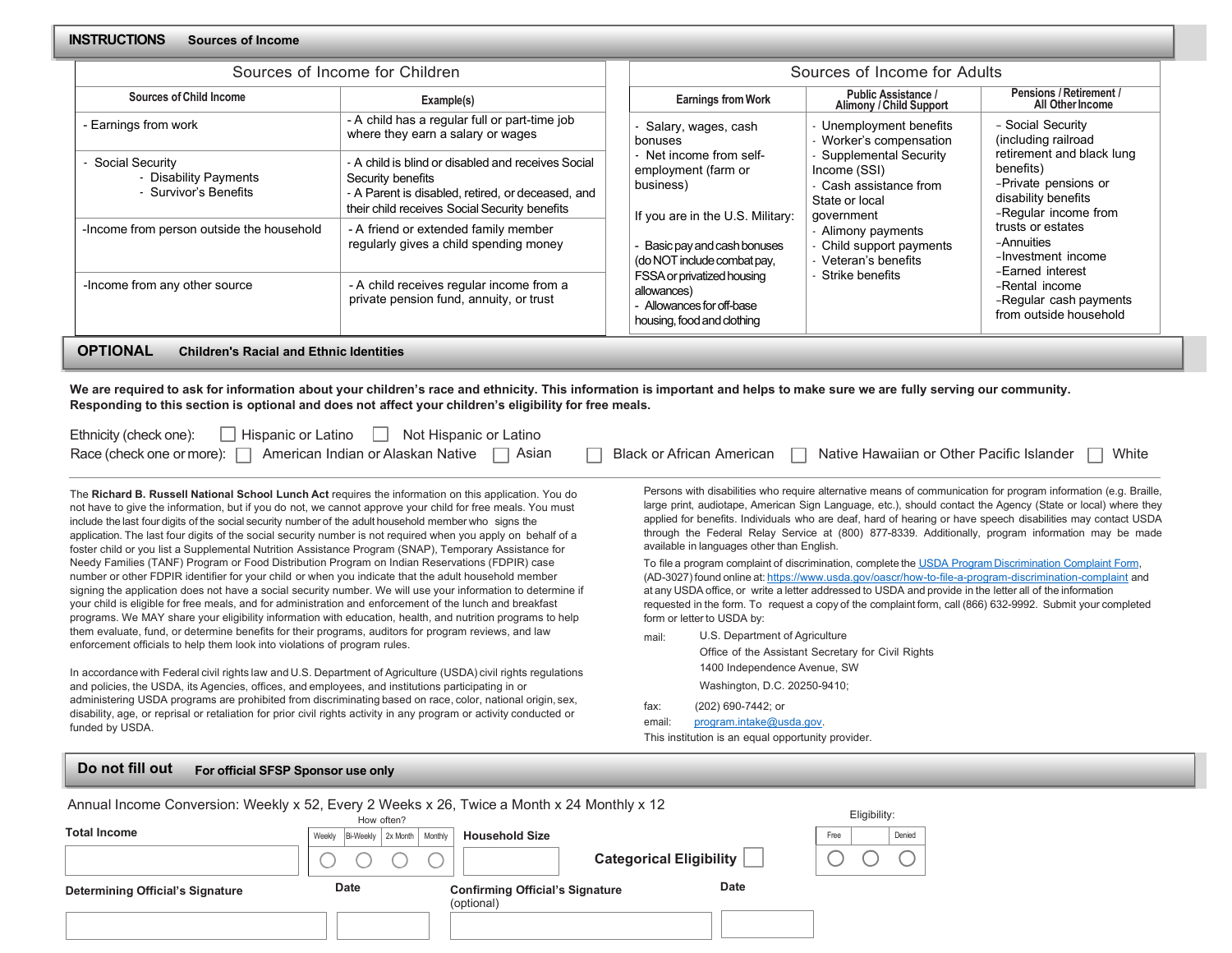## INSTRUCTIONS Sources of Income

### Sources of Income for Children

| Sources of Child Income | Example(s) |
| --- | --- |
| - Earnings from work | - A child has a regular full or part-time job where they earn a salary or wages |
| - Social Security<br>- Disability Payments<br>- Survivor's Benefits | - A child is blind or disabled and receives Social Security benefits<br>- A Parent is disabled, retired, or deceased, and their child receives Social Security benefits |
| -Income from person outside the household | - A friend or extended family member regularly gives a child spending money |
| -Income from any other source | - A child receives regular income from a private pension fund, annuity, or trust |

### Sources of Income for Adults

| Earnings from Work | Public Assistance / Alimony / Child Support | Pensions / Retirement / All Other Income |
| --- | --- | --- |
| - Salary, wages, cash bonuses<br>- Net income from self-employment (farm or business)<br><br>If you are in the U.S. Military:<br><br>- Basic pay and cash bonuses (do NOT include combat pay, FSSA or privatized housing allowances)<br>- Allowances for off-base housing, food and clothing | - Unemployment benefits<br>- Worker's compensation<br>- Supplemental Security Income (SSI)<br>- Cash assistance from State or local government<br>- Alimony payments<br>- Child support payments<br>- Veteran's benefits<br>- Strike benefits | - Social Security (including railroad retirement and black lung benefits)<br>-Private pensions or disability benefits<br>-Regular income from trusts or estates<br>-Annuities<br>-Investment income<br>-Earned interest<br>-Rental income<br>-Regular cash payments from outside household |

## OPTIONAL Children's Racial and Ethnic Identities

**We are required to ask for information about your children's race and ethnicity. This information is important and helps to make sure we are fully serving our community. Responding to this section is optional and does not affect your children's eligibility for free meals.**

Ethnicity (check one): ☐ Hispanic or Latino ☐ Not Hispanic or Latino

Race (check one or more): ☐ American Indian or Alaskan Native ☐ Asian ☐ Black or African American ☐ Native Hawaiian or Other Pacific Islander ☐ White

The **Richard B. Russell National School Lunch Act** requires the information on this application. You do not have to give the information, but if you do not, we cannot approve your child for free meals. You must include the last four digits of the social security number of the adult household member who signs the application. The last four digits of the social security number is not required when you apply on behalf of a foster child or you list a Supplemental Nutrition Assistance Program (SNAP), Temporary Assistance for Needy Families (TANF) Program or Food Distribution Program on Indian Reservations (FDPIR) case number or other FDPIR identifier for your child or when you indicate that the adult household member signing the application does not have a social security number. We will use your information to determine if your child is eligible for free meals, and for administration and enforcement of the lunch and breakfast programs. We MAY share your eligibility information with education, health, and nutrition programs to help them evaluate, fund, or determine benefits for their programs, auditors for program reviews, and law enforcement officials to help them look into violations of program rules.

In accordance with Federal civil rights law and U.S. Department of Agriculture (USDA) civil rights regulations and policies, the USDA, its Agencies, offices, and employees, and institutions participating in or administering USDA programs are prohibited from discriminating based on race, color, national origin, sex, disability, age, or reprisal or retaliation for prior civil rights activity in any program or activity conducted or funded by USDA.

Persons with disabilities who require alternative means of communication for program information (e.g. Braille, large print, audiotape, American Sign Language, etc.), should contact the Agency (State or local) where they applied for benefits. Individuals who are deaf, hard of hearing or have speech disabilities may contact USDA through the Federal Relay Service at (800) 877-8339. Additionally, program information may be made available in languages other than English.

To file a program complaint of discrimination, complete the USDA Program Discrimination Complaint Form, (AD-3027) found online at: https://www.usda.gov/oascr/how-to-file-a-program-discrimination-complaint and at any USDA office, or write a letter addressed to USDA and provide in the letter all of the information requested in the form. To request a copy of the complaint form, call (866) 632-9992. Submit your completed form or letter to USDA by:

mail: U.S. Department of Agriculture
Office of the Assistant Secretary for Civil Rights
1400 Independence Avenue, SW
Washington, D.C. 20250-9410;

fax: (202) 690-7442; or

email: program.intake@usda.gov.

This institution is an equal opportunity provider.

## Do not fill out For official SFSP Sponsor use only

Annual Income Conversion: Weekly x 52, Every 2 Weeks x 26, Twice a Month x 24 Monthly x 12

**Total Income** ______

How often? ○ Weekly ○ Bi-Weekly ○ 2x Month ○ Monthly

**Household Size** ______

**Categorical Eligibility** ☐

Eligibility: ○ Free ○ ○ Denied

**Determining Official's Signature** ______ Date ______

**Confirming Official's Signature** (optional) ______ Date ______